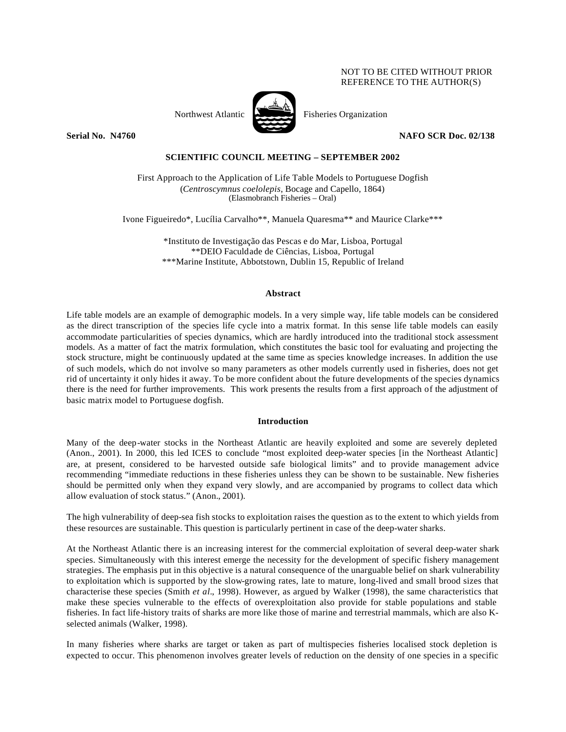NOT TO BE CITED WITHOUT PRIOR REFERENCE TO THE AUTHOR(S)

Northwest Atlantic Fisheries Organization

**Serial No. N4760** **NAFO SCR Doc. 02/138**

**SCIENTIFIC COUNCIL MEETING – SEPTEMBER 2002**

First Approach to the Application of Life Table Models to Portuguese Dogfish
(*Centroscymnus coelolepis*, Bocage and Capello, 1864)
(Elasmobranch Fisheries – Oral)

Ivone Figueiredo*, Lucília Carvalho**, Manuela Quaresma** and Maurice Clarke***

*Instituto de Investigação das Pescas e do Mar, Lisboa, Portugal
**DEIO Faculdade de Ciências, Lisboa, Portugal
***Marine Institute, Abbotstown, Dublin 15, Republic of Ireland

## Abstract

Life table models are an example of demographic models. In a very simple way, life table models can be considered as the direct transcription of the species life cycle into a matrix format. In this sense life table models can easily accommodate particularities of species dynamics, which are hardly introduced into the traditional stock assessment models. As a matter of fact the matrix formulation, which constitutes the basic tool for evaluating and projecting the stock structure, might be continuously updated at the same time as species knowledge increases. In addition the use of such models, which do not involve so many parameters as other models currently used in fisheries, does not get rid of uncertainty it only hides it away. To be more confident about the future developments of the species dynamics there is the need for further improvements. This work presents the results from a first approach of the adjustment of basic matrix model to Portuguese dogfish.

## Introduction

Many of the deep-water stocks in the Northeast Atlantic are heavily exploited and some are severely depleted (Anon., 2001). In 2000, this led ICES to conclude "most exploited deep-water species [in the Northeast Atlantic] are, at present, considered to be harvested outside safe biological limits" and to provide management advice recommending "immediate reductions in these fisheries unless they can be shown to be sustainable. New fisheries should be permitted only when they expand very slowly, and are accompanied by programs to collect data which allow evaluation of stock status." (Anon., 2001).

The high vulnerability of deep-sea fish stocks to exploitation raises the question as to the extent to which yields from these resources are sustainable. This question is particularly pertinent in case of the deep-water sharks.

At the Northeast Atlantic there is an increasing interest for the commercial exploitation of several deep-water shark species. Simultaneously with this interest emerge the necessity for the development of specific fishery management strategies. The emphasis put in this objective is a natural consequence of the unarguable belief on shark vulnerability to exploitation which is supported by the slow-growing rates, late to mature, long-lived and small brood sizes that characterise these species (Smith *et al*., 1998). However, as argued by Walker (1998), the same characteristics that make these species vulnerable to the effects of overexploitation also provide for stable populations and stable fisheries. In fact life-history traits of sharks are more like those of marine and terrestrial mammals, which are also K-selected animals (Walker, 1998).

In many fisheries where sharks are target or taken as part of multispecies fisheries localised stock depletion is expected to occur. This phenomenon involves greater levels of reduction on the density of one species in a specific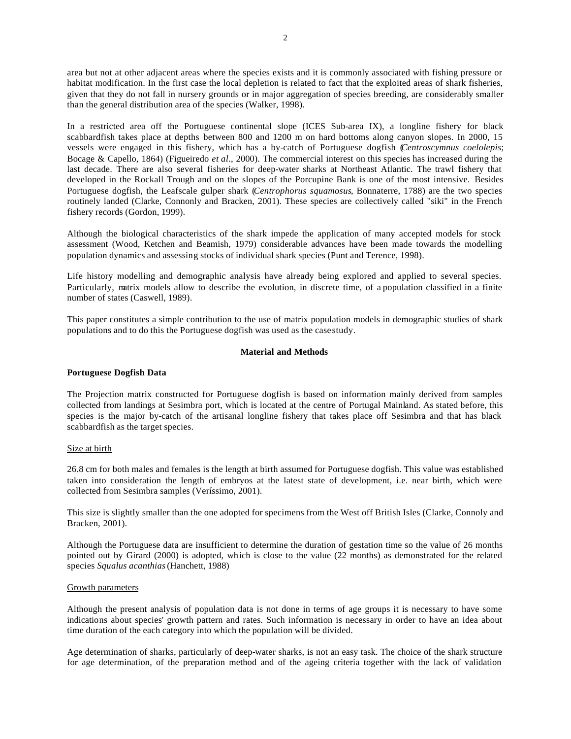area but not at other adjacent areas where the species exists and it is commonly associated with fishing pressure or habitat modification. In the first case the local depletion is related to fact that the exploited areas of shark fisheries, given that they do not fall in nursery grounds or in major aggregation of species breeding, are considerably smaller than the general distribution area of the species (Walker, 1998).

In a restricted area off the Portuguese continental slope (ICES Sub-area IX), a longline fishery for black scabbardfish takes place at depths between 800 and 1200 m on hard bottoms along canyon slopes. In 2000, 15 vessels were engaged in this fishery, which has a by-catch of Portuguese dogfish (*Centroscymnus coelolepis*; Bocage & Capello, 1864) (Figueiredo *et al*., 2000). The commercial interest on this species has increased during the last decade. There are also several fisheries for deep-water sharks at Northeast Atlantic. The trawl fishery that developed in the Rockall Trough and on the slopes of the Porcupine Bank is one of the most intensive. Besides Portuguese dogfish, the Leafscale gulper shark (*Centrophorus squamosus*, Bonnaterre, 1788) are the two species routinely landed (Clarke, Connonly and Bracken, 2001). These species are collectively called "siki" in the French fishery records (Gordon, 1999).

Although the biological characteristics of the shark impede the application of many accepted models for stock assessment (Wood, Ketchen and Beamish, 1979) considerable advances have been made towards the modelling population dynamics and assessing stocks of individual shark species (Punt and Terence, 1998).

Life history modelling and demographic analysis have already being explored and applied to several species. Particularly, matrix models allow to describe the evolution, in discrete time, of a population classified in a finite number of states (Caswell, 1989).

This paper constitutes a simple contribution to the use of matrix population models in demographic studies of shark populations and to do this the Portuguese dogfish was used as the case study.

## Material and Methods

### Portuguese Dogfish Data

The Projection matrix constructed for Portuguese dogfish is based on information mainly derived from samples collected from landings at Sesimbra port, which is located at the centre of Portugal Mainland. As stated before, this species is the major by-catch of the artisanal longline fishery that takes place off Sesimbra and that has black scabbardfish as the target species.

#### Size at birth

26.8 cm for both males and females is the length at birth assumed for Portuguese dogfish. This value was established taken into consideration the length of embryos at the latest state of development, i.e. near birth, which were collected from Sesimbra samples (Veríssimo, 2001).

This size is slightly smaller than the one adopted for specimens from the West off British Isles (Clarke, Connoly and Bracken, 2001).

Although the Portuguese data are insufficient to determine the duration of gestation time so the value of 26 months pointed out by Girard (2000) is adopted, which is close to the value (22 months) as demonstrated for the related species *Squalus acanthias* (Hanchett, 1988)

#### Growth parameters

Although the present analysis of population data is not done in terms of age groups it is necessary to have some indications about species' growth pattern and rates. Such information is necessary in order to have an idea about time duration of the each category into which the population will be divided.

Age determination of sharks, particularly of deep-water sharks, is not an easy task. The choice of the shark structure for age determination, of the preparation method and of the ageing criteria together with the lack of validation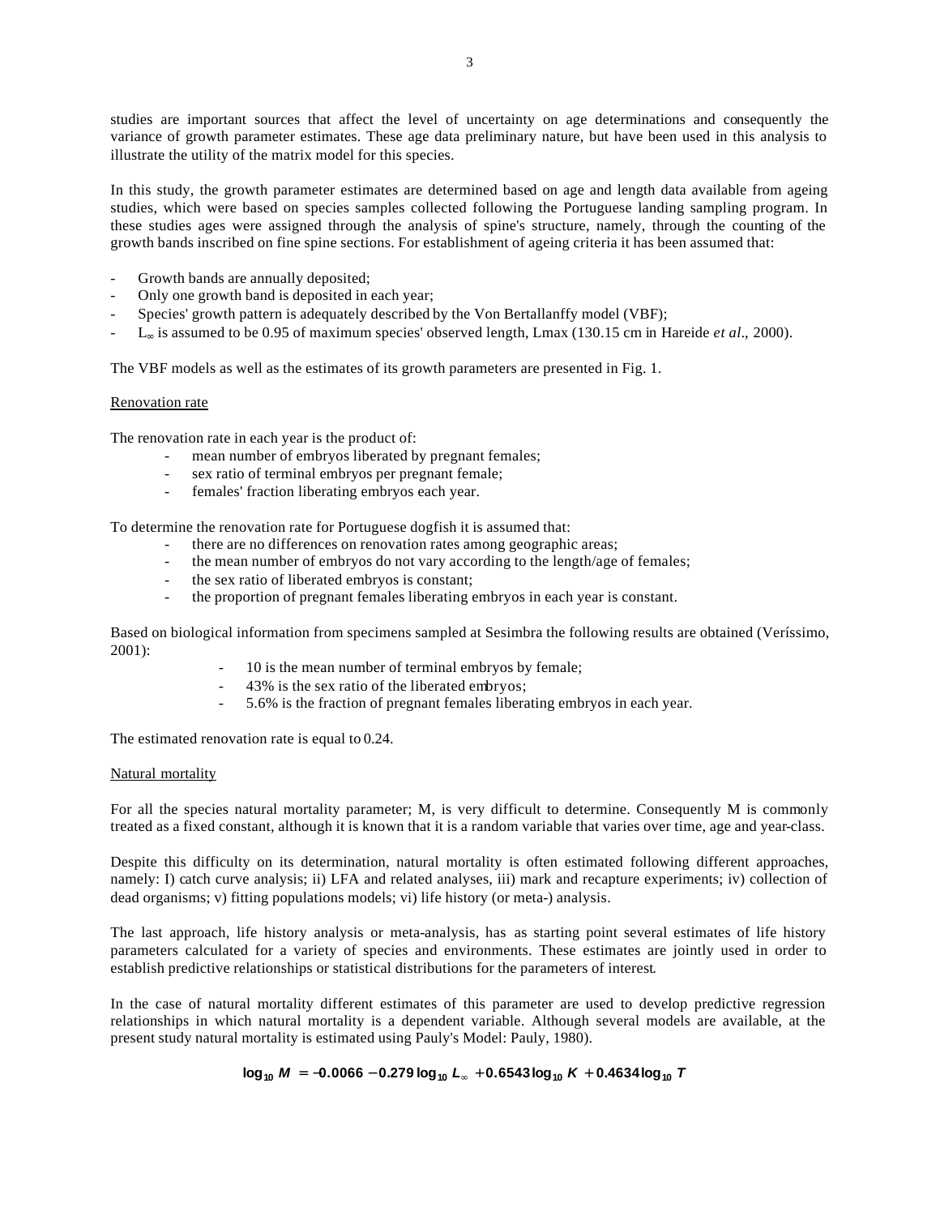studies are important sources that affect the level of uncertainty on age determinations and consequently the variance of growth parameter estimates. These age data preliminary nature, but have been used in this analysis to illustrate the utility of the matrix model for this species.

In this study, the growth parameter estimates are determined based on age and length data available from ageing studies, which were based on species samples collected following the Portuguese landing sampling program. In these studies ages were assigned through the analysis of spine's structure, namely, through the counting of the growth bands inscribed on fine spine sections. For establishment of ageing criteria it has been assumed that:

- Growth bands are annually deposited;
- Only one growth band is deposited in each year;
- Species' growth pattern is adequately described by the Von Bertallanffy model (VBF);
- $L_\infty$ is assumed to be 0.95 of maximum species' observed length, Lmax (130.15 cm in Hareide *et al*., 2000).

The VBF models as well as the estimates of its growth parameters are presented in Fig. 1.

Renovation rate

The renovation rate in each year is the product of:

- mean number of embryos liberated by pregnant females;
- sex ratio of terminal embryos per pregnant female;
- females' fraction liberating embryos each year.

To determine the renovation rate for Portuguese dogfish it is assumed that:

- there are no differences on renovation rates among geographic areas;
- the mean number of embryos do not vary according to the length/age of females;
- the sex ratio of liberated embryos is constant;
- the proportion of pregnant females liberating embryos in each year is constant.

Based on biological information from specimens sampled at Sesimbra the following results are obtained (Veríssimo, 2001):

- 10 is the mean number of terminal embryos by female;
- 43% is the sex ratio of the liberated embryos;
- 5.6% is the fraction of pregnant females liberating embryos in each year.

The estimated renovation rate is equal to 0.24.

Natural mortality

For all the species natural mortality parameter; M, is very difficult to determine. Consequently M is commonly treated as a fixed constant, although it is known that it is a random variable that varies over time, age and year-class.

Despite this difficulty on its determination, natural mortality is often estimated following different approaches, namely: I) catch curve analysis; ii) LFA and related analyses, iii) mark and recapture experiments; iv) collection of dead organisms; v) fitting populations models; vi) life history (or meta-) analysis.

The last approach, life history analysis or meta-analysis, has as starting point several estimates of life history parameters calculated for a variety of species and environments. These estimates are jointly used in order to establish predictive relationships or statistical distributions for the parameters of interest.

In the case of natural mortality different estimates of this parameter are used to develop predictive regression relationships in which natural mortality is a dependent variable. Although several models are available, at the present study natural mortality is estimated using Pauly's Model: Pauly, 1980).

$$\log_{10} M = -0.0066 - 0.279 \log_{10} L_\infty + 0.6543 \log_{10} K + 0.4634 \log_{10} T$$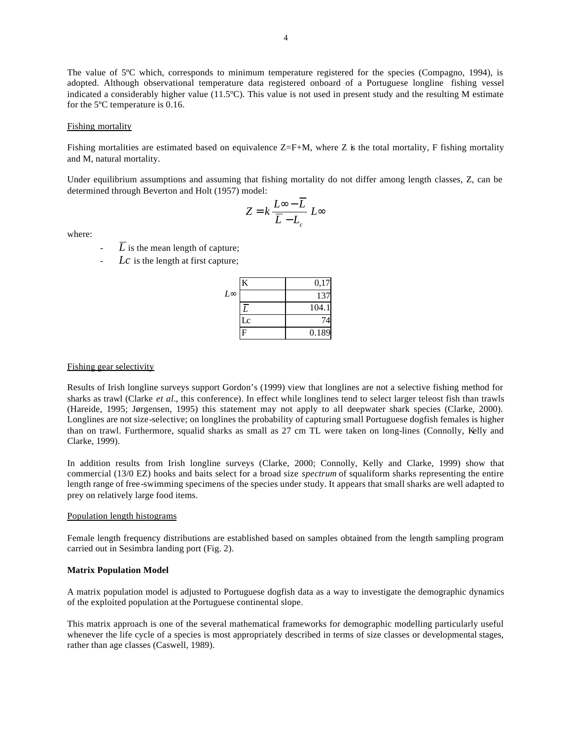The value of 5ºC which, corresponds to minimum temperature registered for the species (Compagno, 1994), is adopted. Although observational temperature data registered onboard of a Portuguese longline fishing vessel indicated a considerably higher value (11.5ºC). This value is not used in present study and the resulting M estimate for the 5ºC temperature is 0.16.

Fishing mortality

Fishing mortalities are estimated based on equivalence Z=F+M, where Z is the total mortality, F fishing mortality and M, natural mortality.

Under equilibrium assumptions and assuming that fishing mortality do not differ among length classes, Z, can be determined through Beverton and Holt (1957) model:

$$Z = k \frac{L\infty - \overline{L}}{\overline{L} - L_c} \ L\infty$$

where:

- $\overline{L}$ is the mean length of capture;
- $Lc$ is the length at first capture;

| | | |
|---|---|---|
| | K | 0,17 |
| $L\infty$ | | 137 |
| | $\overline{L}$ | 104.1 |
| | Lc | 74 |
| | F | 0.189 |

Fishing gear selectivity

Results of Irish longline surveys support Gordon's (1999) view that longlines are not a selective fishing method for sharks as trawl (Clarke *et al*., this conference). In effect while longlines tend to select larger teleost fish than trawls (Hareide, 1995; Jørgensen, 1995) this statement may not apply to all deepwater shark species (Clarke, 2000). Longlines are not size-selective; on longlines the probability of capturing small Portuguese dogfish females is higher than on trawl. Furthermore, squalid sharks as small as 27 cm TL were taken on long-lines (Connolly, Kelly and Clarke, 1999).

In addition results from Irish longline surveys (Clarke, 2000; Connolly, Kelly and Clarke, 1999) show that commercial (13/0 EZ) hooks and baits select for a broad size *spectrum* of squaliform sharks representing the entire length range of free-swimming specimens of the species under study. It appears that small sharks are well adapted to prey on relatively large food items.

Population length histograms

Female length frequency distributions are established based on samples obtained from the length sampling program carried out in Sesimbra landing port (Fig. 2).

**Matrix Population Model**

A matrix population model is adjusted to Portuguese dogfish data as a way to investigate the demographic dynamics of the exploited population at the Portuguese continental slope.

This matrix approach is one of the several mathematical frameworks for demographic modelling particularly useful whenever the life cycle of a species is most appropriately described in terms of size classes or developmental stages, rather than age classes (Caswell, 1989).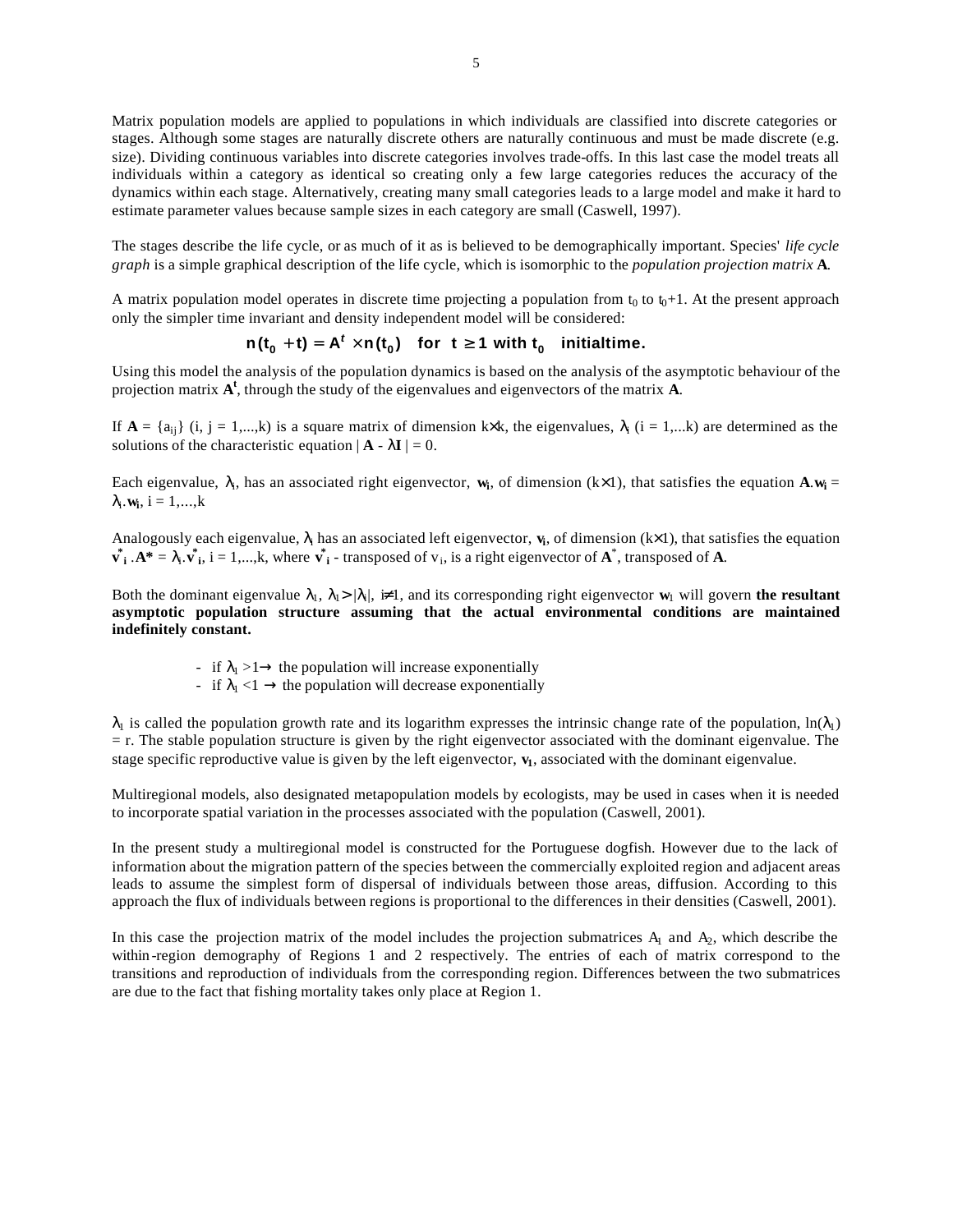Matrix population models are applied to populations in which individuals are classified into discrete categories or stages. Although some stages are naturally discrete others are naturally continuous and must be made discrete (e.g. size). Dividing continuous variables into discrete categories involves trade-offs. In this last case the model treats all individuals within a category as identical so creating only a few large categories reduces the accuracy of the dynamics within each stage. Alternatively, creating many small categories leads to a large model and make it hard to estimate parameter values because sample sizes in each category are small (Caswell, 1997).

The stages describe the life cycle, or as much of it as is believed to be demographically important. Species' *life cycle graph* is a simple graphical description of the life cycle, which is isomorphic to the *population projection matrix* **A**.

A matrix population model operates in discrete time projecting a population from $t_0$ to $t_0+1$. At the present approach only the simpler time invariant and density independent model will be considered:

$$\mathbf{n}(t_0 + t) = \mathbf{A}^t \times \mathbf{n}(t_0) \quad \text{for } t \geq 1 \text{ with } t_0 \quad \text{initialtime.}$$

Using this model the analysis of the population dynamics is based on the analysis of the asymptotic behaviour of the projection matrix $\mathbf{A}^t$, through the study of the eigenvalues and eigenvectors of the matrix **A**.

If $\mathbf{A} = \{a_{ij}\}$ (i, j = 1,...,k) is a square matrix of dimension k×k, the eigenvalues, $\lambda_i$ (i = 1,...k) are determined as the solutions of the characteristic equation $|\mathbf{A} - \lambda\mathbf{I}| = 0$.

Each eigenvalue, $\lambda_i$, has an associated right eigenvector, $\mathbf{w_i}$, of dimension (k×1), that satisfies the equation $\mathbf{A}.\mathbf{w_i} = \lambda_i.\mathbf{w_i}$, i = 1,...,k

Analogously each eigenvalue, $\lambda_i$ has an associated left eigenvector, $\mathbf{v_i}$, of dimension (k×1), that satisfies the equation $\mathbf{v^*_i}.\mathbf{A^*} = \lambda_i.\mathbf{v^*_i}$, i = 1,...,k, where $\mathbf{v^*_i}$ - transposed of $v_i$, is a right eigenvector of $\mathbf{A}^*$, transposed of **A**.

Both the dominant eigenvalue $\lambda_1$, $\lambda_1 > |\lambda_i|$, $i \neq 1$, and its corresponding right eigenvector $\mathbf{w}_1$ will govern **the resultant asymptotic population structure assuming that the actual environmental conditions are maintained indefinitely constant.**

- if $\lambda_1 > 1 \rightarrow$ the population will increase exponentially
- if $\lambda_1 < 1 \rightarrow$ the population will decrease exponentially

$\lambda_1$ is called the population growth rate and its logarithm expresses the intrinsic change rate of the population, $\ln(\lambda_1) = r$. The stable population structure is given by the right eigenvector associated with the dominant eigenvalue. The stage specific reproductive value is given by the left eigenvector, $\mathbf{v_1}$, associated with the dominant eigenvalue.

Multiregional models, also designated metapopulation models by ecologists, may be used in cases when it is needed to incorporate spatial variation in the processes associated with the population (Caswell, 2001).

In the present study a multiregional model is constructed for the Portuguese dogfish. However due to the lack of information about the migration pattern of the species between the commercially exploited region and adjacent areas leads to assume the simplest form of dispersal of individuals between those areas, diffusion. According to this approach the flux of individuals between regions is proportional to the differences in their densities (Caswell, 2001).

In this case the projection matrix of the model includes the projection submatrices $A_1$ and $A_2$, which describe the within-region demography of Regions 1 and 2 respectively. The entries of each of matrix correspond to the transitions and reproduction of individuals from the corresponding region. Differences between the two submatrices are due to the fact that fishing mortality takes only place at Region 1.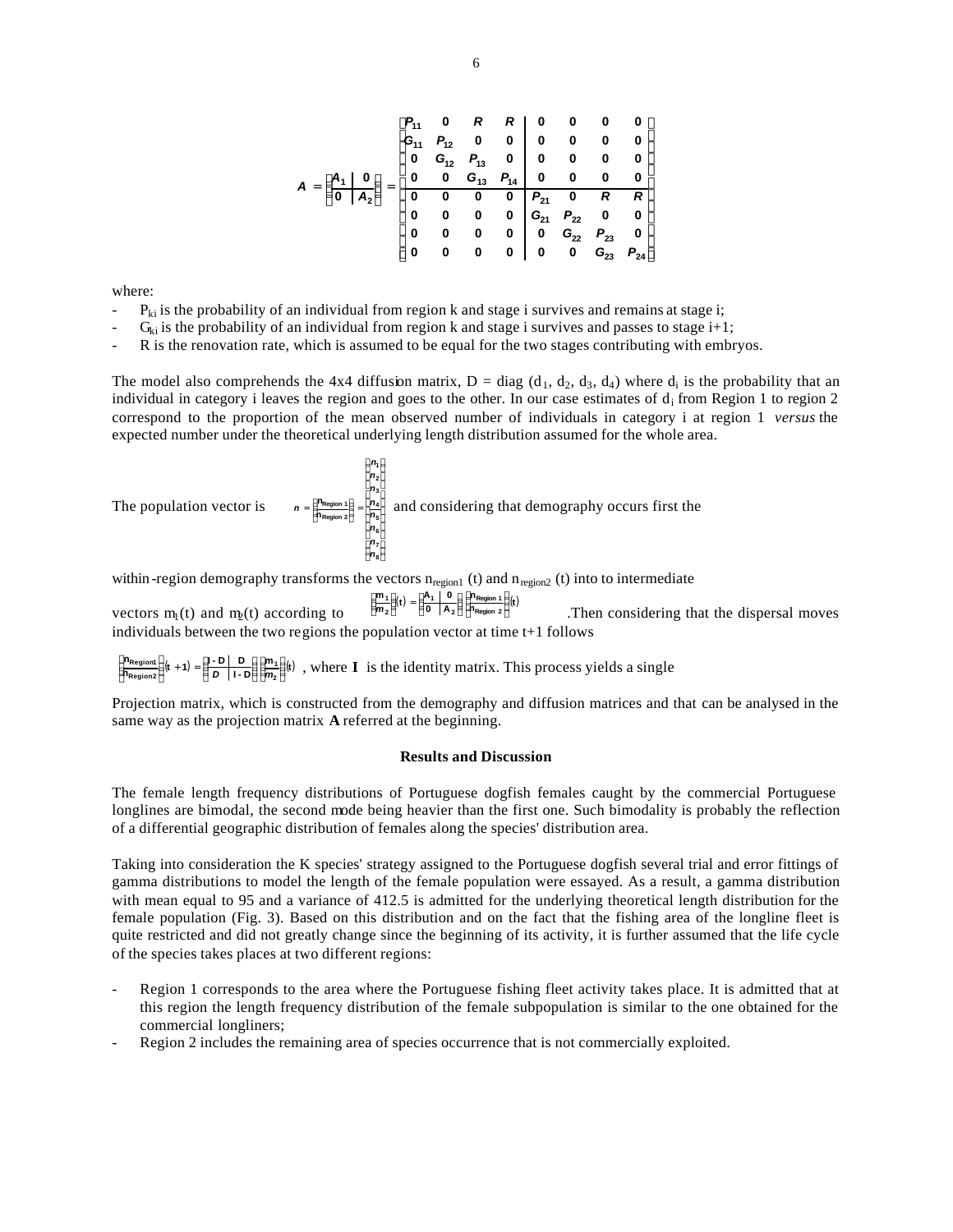$$
A = \left[\begin{array}{c|c} A_1 & 0 \\ \hline 0 & A_2 \end{array}\right] = \left[\begin{array}{cccc|cccc}
P_{11} & 0 & R & R & 0 & 0 & 0 & 0 \\
G_{11} & P_{12} & 0 & 0 & 0 & 0 & 0 & 0 \\
0 & G_{12} & P_{13} & 0 & 0 & 0 & 0 & 0 \\
0 & 0 & G_{13} & P_{14} & 0 & 0 & 0 & 0 \\
\hline
0 & 0 & 0 & 0 & P_{21} & 0 & R & R \\
0 & 0 & 0 & 0 & G_{21} & P_{22} & 0 & 0 \\
0 & 0 & 0 & 0 & 0 & G_{22} & P_{23} & 0 \\
0 & 0 & 0 & 0 & 0 & 0 & G_{23} & P_{24}
\end{array}\right]
$$

where:

- $P_{ki}$ is the probability of an individual from region k and stage i survives and remains at stage i;
- $G_{ki}$ is the probability of an individual from region k and stage i survives and passes to stage i+1;
- R is the renovation rate, which is assumed to be equal for the two stages contributing with embryos.

The model also comprehends the 4x4 diffusion matrix, $D = \mathrm{diag}(d_1, d_2, d_3, d_4)$ where $d_i$ is the probability that an individual in category i leaves the region and goes to the other. In our case estimates of $d_i$ from Region 1 to region 2 correspond to the proportion of the mean observed number of individuals in category i at region 1 *versus* the expected number under the theoretical underlying length distribution assumed for the whole area.

The population vector is $n = \left[\begin{array}{c} n_{\text{Region 1}} \\ \hline n_{\text{Region 2}} \end{array}\right] = \left[\begin{array}{c} n_1 \\ n_2 \\ n_3 \\ n_4 \\ n_5 \\ n_6 \\ n_7 \\ n_8 \end{array}\right]$ and considering that demography occurs first the within-region demography transforms the vectors $n_{region1}(t)$ and $n_{region2}(t)$ into to intermediate vectors $m_1(t)$ and $m_2(t)$ according to $\left[\begin{array}{c} m_1 \\ \hline m_2 \end{array}\right](t) = \left[\begin{array}{c|c} A_1 & 0 \\ \hline 0 & A_2 \end{array}\right] \left[\begin{array}{c} n_{\text{Region 1}} \\ \hline n_{\text{Region 2}} \end{array}\right](t)$. Then considering that the dispersal moves individuals between the two regions the population vector at time t+1 follows

$\left[\begin{array}{c} n_{\text{Region1}} \\ \hline n_{\text{Region2}} \end{array}\right](t+1) = \left[\begin{array}{c|c} I - D & D \\ \hline D & I - D \end{array}\right] \left[\begin{array}{c} m_1 \\ \hline m_2 \end{array}\right](t)$, where **I** is the identity matrix. This process yields a single Projection matrix, which is constructed from the demography and diffusion matrices and that can be analysed in the same way as the projection matrix **A** referred at the beginning.

## Results and Discussion

The female length frequency distributions of Portuguese dogfish females caught by the commercial Portuguese longlines are bimodal, the second mode being heavier than the first one. Such bimodality is probably the reflection of a differential geographic distribution of females along the species' distribution area.

Taking into consideration the K species' strategy assigned to the Portuguese dogfish several trial and error fittings of gamma distributions to model the length of the female population were essayed. As a result, a gamma distribution with mean equal to 95 and a variance of 412.5 is admitted for the underlying theoretical length distribution for the female population (Fig. 3). Based on this distribution and on the fact that the fishing area of the longline fleet is quite restricted and did not greatly change since the beginning of its activity, it is further assumed that the life cycle of the species takes places at two different regions:

- Region 1 corresponds to the area where the Portuguese fishing fleet activity takes place. It is admitted that at this region the length frequency distribution of the female subpopulation is similar to the one obtained for the commercial longliners;
- Region 2 includes the remaining area of species occurrence that is not commercially exploited.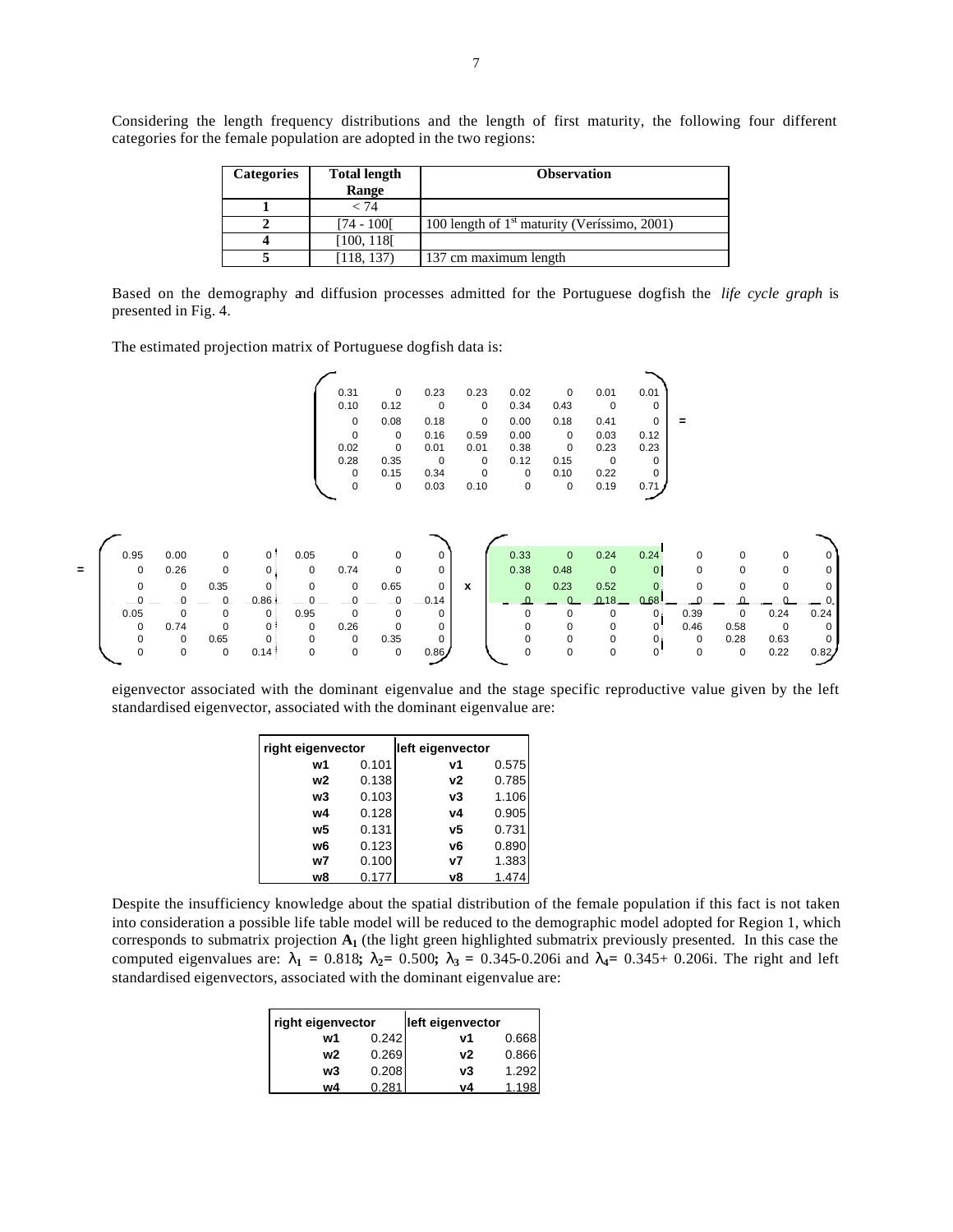Considering the length frequency distributions and the length of first maturity, the following four different categories for the female population are adopted in the two regions:

| Categories | Total length Range | Observation |
|---|---|---|
| 1 | < 74 | |
| 2 | [74 - 100[ | 100 length of 1st maturity (Veríssimo, 2001) |
| 4 | [100, 118[ | |
| 5 | [118, 137) | 137 cm maximum length |

Based on the demography and diffusion processes admitted for the Portuguese dogfish the *life cycle graph* is presented in Fig. 4.

The estimated projection matrix of Portuguese dogfish data is:

$$
\begin{pmatrix}
0.31 & 0 & 0.23 & 0.23 & 0.02 & 0 & 0.01 & 0.01 \\
0.10 & 0.12 & 0 & 0 & 0.34 & 0.43 & 0 & 0 \\
0 & 0.08 & 0.18 & 0 & 0.00 & 0.18 & 0.41 & 0 \\
0 & 0 & 0.16 & 0.59 & 0.00 & 0 & 0.03 & 0.12 \\
0.02 & 0 & 0.01 & 0.01 & 0.38 & 0 & 0.23 & 0.23 \\
0.28 & 0.35 & 0 & 0 & 0.12 & 0.15 & 0 & 0 \\
0 & 0.15 & 0.34 & 0 & 0 & 0.10 & 0.22 & 0 \\
0 & 0 & 0.03 & 0.10 & 0 & 0 & 0.19 & 0.71
\end{pmatrix} =
$$

$$
= \begin{pmatrix}
0.95 & 0.00 & 0 & 0 & 0.05 & 0 & 0 & 0 \\
0 & 0.26 & 0 & 0 & 0 & 0.74 & 0 & 0 \\
0 & 0 & 0.35 & 0 & 0 & 0 & 0.65 & 0 \\
0 & 0 & 0 & 0.86 & 0 & 0 & 0 & 0.14 \\
0.05 & 0 & 0 & 0 & 0.95 & 0 & 0 & 0 \\
0 & 0.74 & 0 & 0 & 0 & 0.26 & 0 & 0 \\
0 & 0 & 0.65 & 0 & 0 & 0 & 0.35 & 0 \\
0 & 0 & 0 & 0.14 & 0 & 0 & 0 & 0.86
\end{pmatrix} \times
\begin{pmatrix}
0.33 & 0 & 0.24 & 0.24 & 0 & 0 & 0 & 0 \\
0.38 & 0.48 & 0 & 0 & 0 & 0 & 0 & 0 \\
0 & 0.23 & 0.52 & 0 & 0 & 0 & 0 & 0 \\
0 & 0 & 0.18 & 0.68 & 0 & 0 & 0 & 0 \\
0 & 0 & 0 & 0 & 0.39 & 0 & 0.24 & 0.24 \\
0 & 0 & 0 & 0 & 0.46 & 0.58 & 0 & 0 \\
0 & 0 & 0 & 0 & 0 & 0.28 & 0.63 & 0 \\
0 & 0 & 0 & 0 & 0 & 0 & 0.22 & 0.82
\end{pmatrix}
$$

eigenvector associated with the dominant eigenvalue and the stage specific reproductive value given by the left standardised eigenvector, associated with the dominant eigenvalue are:

| right eigenvector | | left eigenvector | |
|---|---|---|---|
| w1 | 0.101 | v1 | 0.575 |
| w2 | 0.138 | v2 | 0.785 |
| w3 | 0.103 | v3 | 1.106 |
| w4 | 0.128 | v4 | 0.905 |
| w5 | 0.131 | v5 | 0.731 |
| w6 | 0.123 | v6 | 0.890 |
| w7 | 0.100 | v7 | 1.383 |
| w8 | 0.177 | v8 | 1.474 |

Despite the insufficiency knowledge about the spatial distribution of the female population if this fact is not taken into consideration a possible life table model will be reduced to the demographic model adopted for Region 1, which corresponds to submatrix projection $\mathbf{A_1}$ (the light green highlighted submatrix previously presented. In this case the computed eigenvalues are: $\lambda_1 = 0.818$; $\lambda_2 = 0.500$; $\lambda_3 = 0.345\text{-}0.206i$ and $\lambda_4 = 0.345 + 0.206i$. The right and left standardised eigenvectors, associated with the dominant eigenvalue are:

| right eigenvector | | left eigenvector | |
|---|---|---|---|
| w1 | 0.242 | v1 | 0.668 |
| w2 | 0.269 | v2 | 0.866 |
| w3 | 0.208 | v3 | 1.292 |
| w4 | 0.281 | v4 | 1.198 |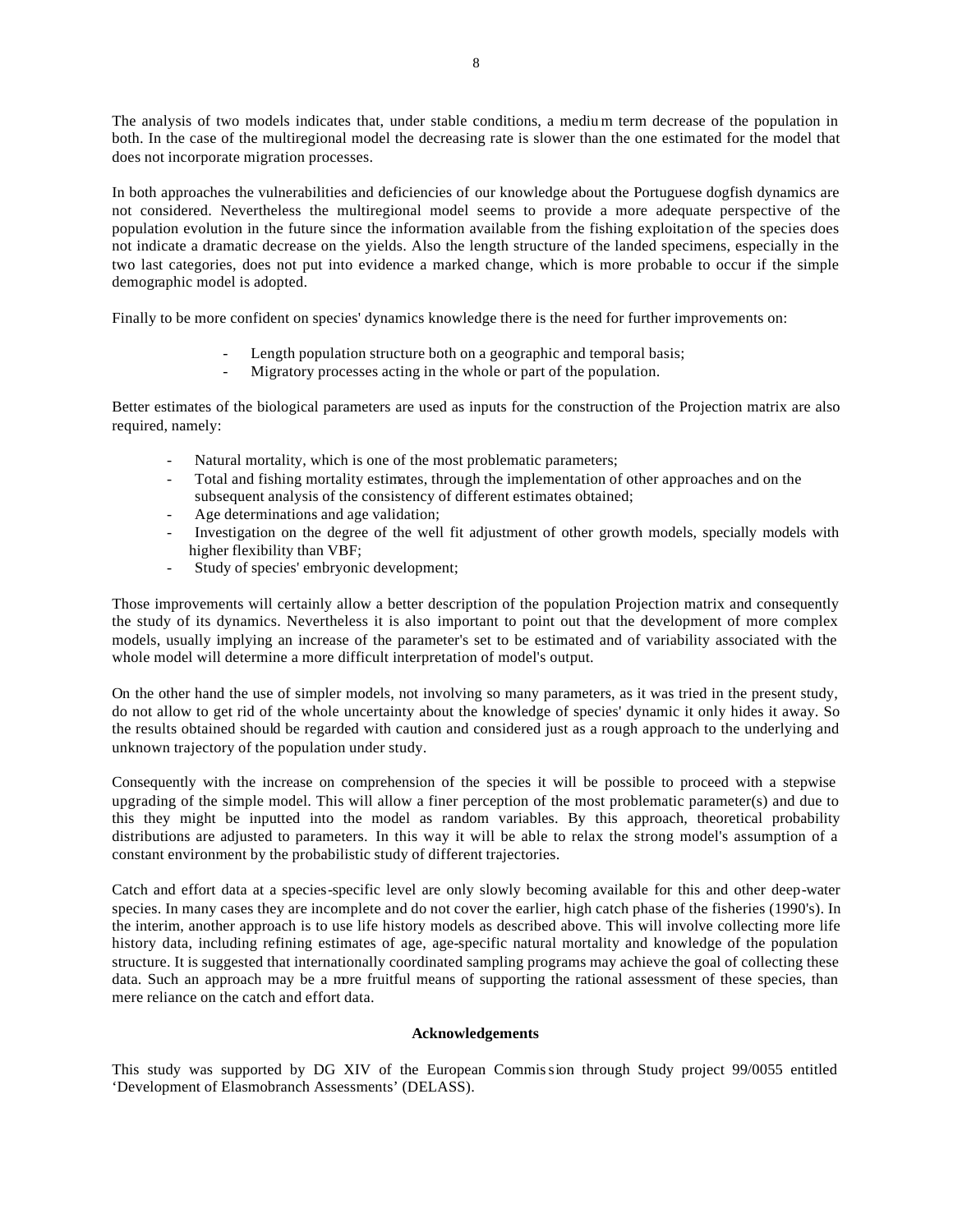The analysis of two models indicates that, under stable conditions, a medium term decrease of the population in both. In the case of the multiregional model the decreasing rate is slower than the one estimated for the model that does not incorporate migration processes.

In both approaches the vulnerabilities and deficiencies of our knowledge about the Portuguese dogfish dynamics are not considered. Nevertheless the multiregional model seems to provide a more adequate perspective of the population evolution in the future since the information available from the fishing exploitation of the species does not indicate a dramatic decrease on the yields. Also the length structure of the landed specimens, especially in the two last categories, does not put into evidence a marked change, which is more probable to occur if the simple demographic model is adopted.

Finally to be more confident on species' dynamics knowledge there is the need for further improvements on:

- Length population structure both on a geographic and temporal basis;
- Migratory processes acting in the whole or part of the population.

Better estimates of the biological parameters are used as inputs for the construction of the Projection matrix are also required, namely:

- Natural mortality, which is one of the most problematic parameters;
- Total and fishing mortality estimates, through the implementation of other approaches and on the subsequent analysis of the consistency of different estimates obtained;
- Age determinations and age validation;
- Investigation on the degree of the well fit adjustment of other growth models, specially models with higher flexibility than VBF;
- Study of species' embryonic development;

Those improvements will certainly allow a better description of the population Projection matrix and consequently the study of its dynamics. Nevertheless it is also important to point out that the development of more complex models, usually implying an increase of the parameter's set to be estimated and of variability associated with the whole model will determine a more difficult interpretation of model's output.

On the other hand the use of simpler models, not involving so many parameters, as it was tried in the present study, do not allow to get rid of the whole uncertainty about the knowledge of species' dynamic it only hides it away. So the results obtained should be regarded with caution and considered just as a rough approach to the underlying and unknown trajectory of the population under study.

Consequently with the increase on comprehension of the species it will be possible to proceed with a stepwise upgrading of the simple model. This will allow a finer perception of the most problematic parameter(s) and due to this they might be inputted into the model as random variables. By this approach, theoretical probability distributions are adjusted to parameters. In this way it will be able to relax the strong model's assumption of a constant environment by the probabilistic study of different trajectories.

Catch and effort data at a species-specific level are only slowly becoming available for this and other deep-water species. In many cases they are incomplete and do not cover the earlier, high catch phase of the fisheries (1990's). In the interim, another approach is to use life history models as described above. This will involve collecting more life history data, including refining estimates of age, age-specific natural mortality and knowledge of the population structure. It is suggested that internationally coordinated sampling programs may achieve the goal of collecting these data. Such an approach may be a more fruitful means of supporting the rational assessment of these species, than mere reliance on the catch and effort data.

**Acknowledgements**

This study was supported by DG XIV of the European Commission through Study project 99/0055 entitled 'Development of Elasmobranch Assessments' (DELASS).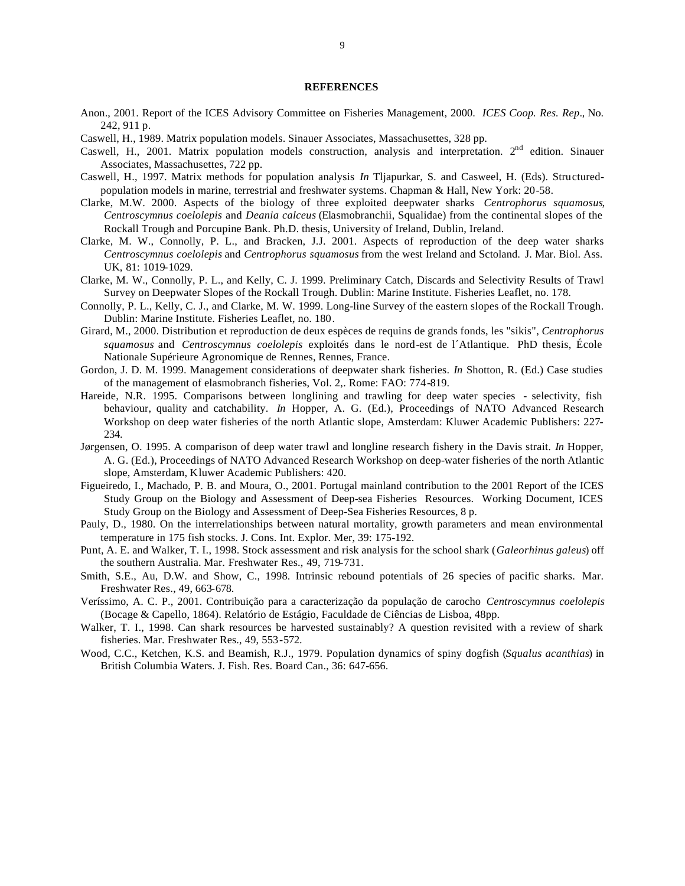## REFERENCES

Anon., 2001. Report of the ICES Advisory Committee on Fisheries Management, 2000. *ICES Coop. Res. Rep*., No. 242, 911 p.

Caswell, H., 1989. Matrix population models. Sinauer Associates, Massachusettes, 328 pp.

Caswell, H., 2001. Matrix population models construction, analysis and interpretation. 2nd edition. Sinauer Associates, Massachusettes, 722 pp.

Caswell, H., 1997. Matrix methods for population analysis *In* Tljapurkar, S. and Casweel, H. (Eds). Structured-population models in marine, terrestrial and freshwater systems. Chapman & Hall, New York: 20-58.

Clarke, M.W. 2000. Aspects of the biology of three exploited deepwater sharks *Centrophorus squamosus*, *Centroscymnus coelolepis* and *Deania calceus* (Elasmobranchii, Squalidae) from the continental slopes of the Rockall Trough and Porcupine Bank. Ph.D. thesis, University of Ireland, Dublin, Ireland.

Clarke, M. W., Connolly, P. L., and Bracken, J.J. 2001. Aspects of reproduction of the deep water sharks *Centroscymnus coelolepis* and *Centrophorus squamosus* from the west Ireland and Sctoland. J. Mar. Biol. Ass. UK, 81: 1019-1029.

Clarke, M. W., Connolly, P. L., and Kelly, C. J. 1999. Preliminary Catch, Discards and Selectivity Results of Trawl Survey on Deepwater Slopes of the Rockall Trough. Dublin: Marine Institute. Fisheries Leaflet, no. 178.

Connolly, P. L., Kelly, C. J., and Clarke, M. W. 1999. Long-line Survey of the eastern slopes of the Rockall Trough. Dublin: Marine Institute. Fisheries Leaflet, no. 180.

Girard, M., 2000. Distribution et reproduction de deux espèces de requins de grands fonds, les "sikis", *Centrophorus squamosus* and *Centroscymnus coelolepis* exploités dans le nord-est de l´Atlantique. PhD thesis, École Nationale Supérieure Agronomique de Rennes, Rennes, France.

Gordon, J. D. M. 1999. Management considerations of deepwater shark fisheries. *In* Shotton, R. (Ed.) Case studies of the management of elasmobranch fisheries, Vol. 2,. Rome: FAO: 774-819.

Hareide, N.R. 1995. Comparisons between longlining and trawling for deep water species - selectivity, fish behaviour, quality and catchability. *In* Hopper, A. G. (Ed.), Proceedings of NATO Advanced Research Workshop on deep water fisheries of the north Atlantic slope, Amsterdam: Kluwer Academic Publishers: 227-234.

Jørgensen, O. 1995. A comparison of deep water trawl and longline research fishery in the Davis strait. *In* Hopper, A. G. (Ed.), Proceedings of NATO Advanced Research Workshop on deep-water fisheries of the north Atlantic slope, Amsterdam, Kluwer Academic Publishers: 420.

Figueiredo, I., Machado, P. B. and Moura, O., 2001. Portugal mainland contribution to the 2001 Report of the ICES Study Group on the Biology and Assessment of Deep-sea Fisheries Resources. Working Document, ICES Study Group on the Biology and Assessment of Deep-Sea Fisheries Resources, 8 p.

Pauly, D., 1980. On the interrelationships between natural mortality, growth parameters and mean environmental temperature in 175 fish stocks. J. Cons. Int. Explor. Mer, 39: 175-192.

Punt, A. E. and Walker, T. I., 1998. Stock assessment and risk analysis for the school shark (*Galeorhinus galeus*) off the southern Australia. Mar. Freshwater Res., 49, 719-731.

Smith, S.E., Au, D.W. and Show, C., 1998. Intrinsic rebound potentials of 26 species of pacific sharks. Mar. Freshwater Res., 49, 663-678.

Veríssimo, A. C. P., 2001. Contribuição para a caracterização da população de carocho *Centroscymnus coelolepis* (Bocage & Capello, 1864). Relatório de Estágio, Faculdade de Ciências de Lisboa, 48pp.

Walker, T. I., 1998. Can shark resources be harvested sustainably? A question revisited with a review of shark fisheries. Mar. Freshwater Res., 49, 553-572.

Wood, C.C., Ketchen, K.S. and Beamish, R.J., 1979. Population dynamics of spiny dogfish (*Squalus acanthias*) in British Columbia Waters. J. Fish. Res. Board Can., 36: 647-656.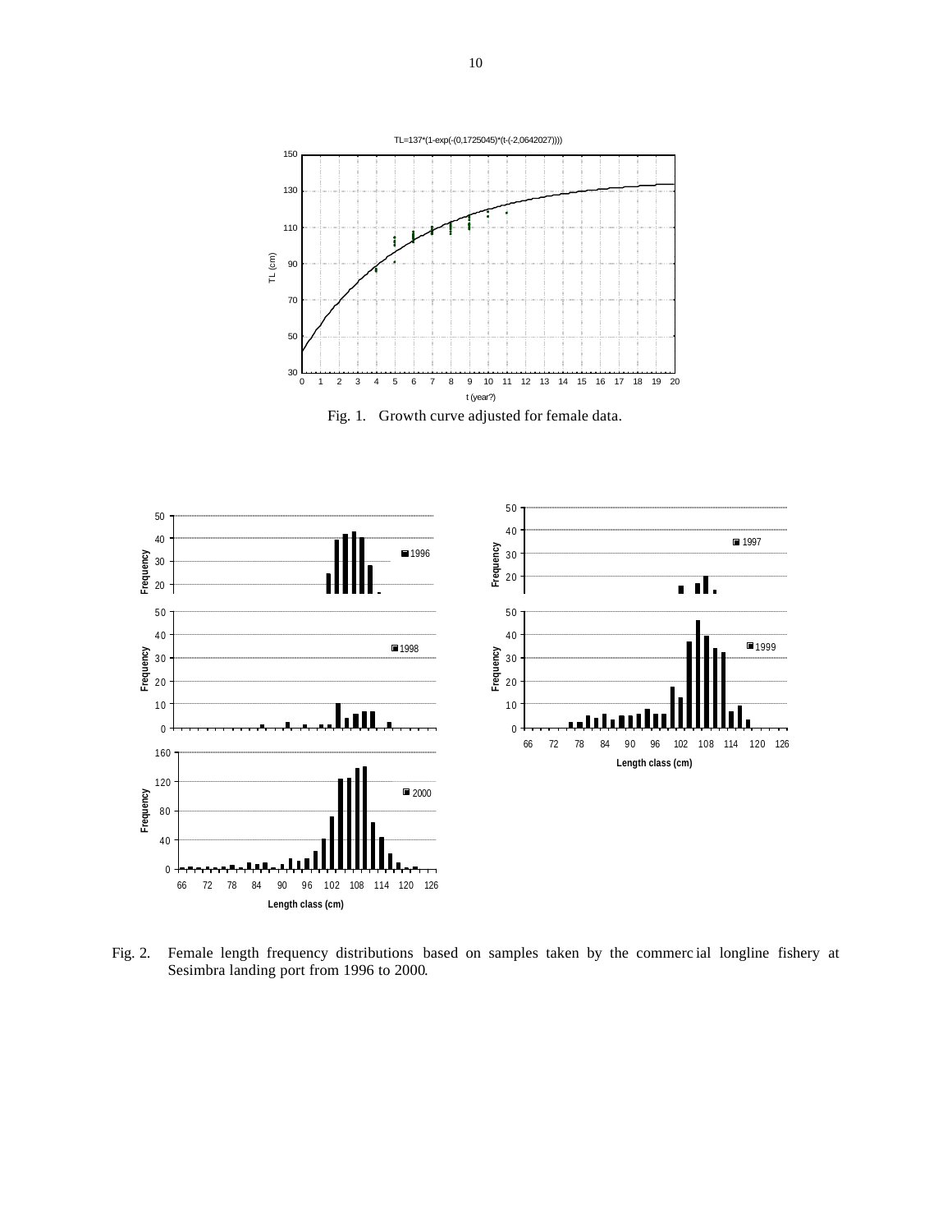TL=137*(1-exp(-(0,1725045)*(t-(-2,0642027))))

Fig. 1. Growth curve adjusted for female data.

Fig. 2. Female length frequency distributions based on samples taken by the commercial longline fishery at Sesimbra landing port from 1996 to 2000.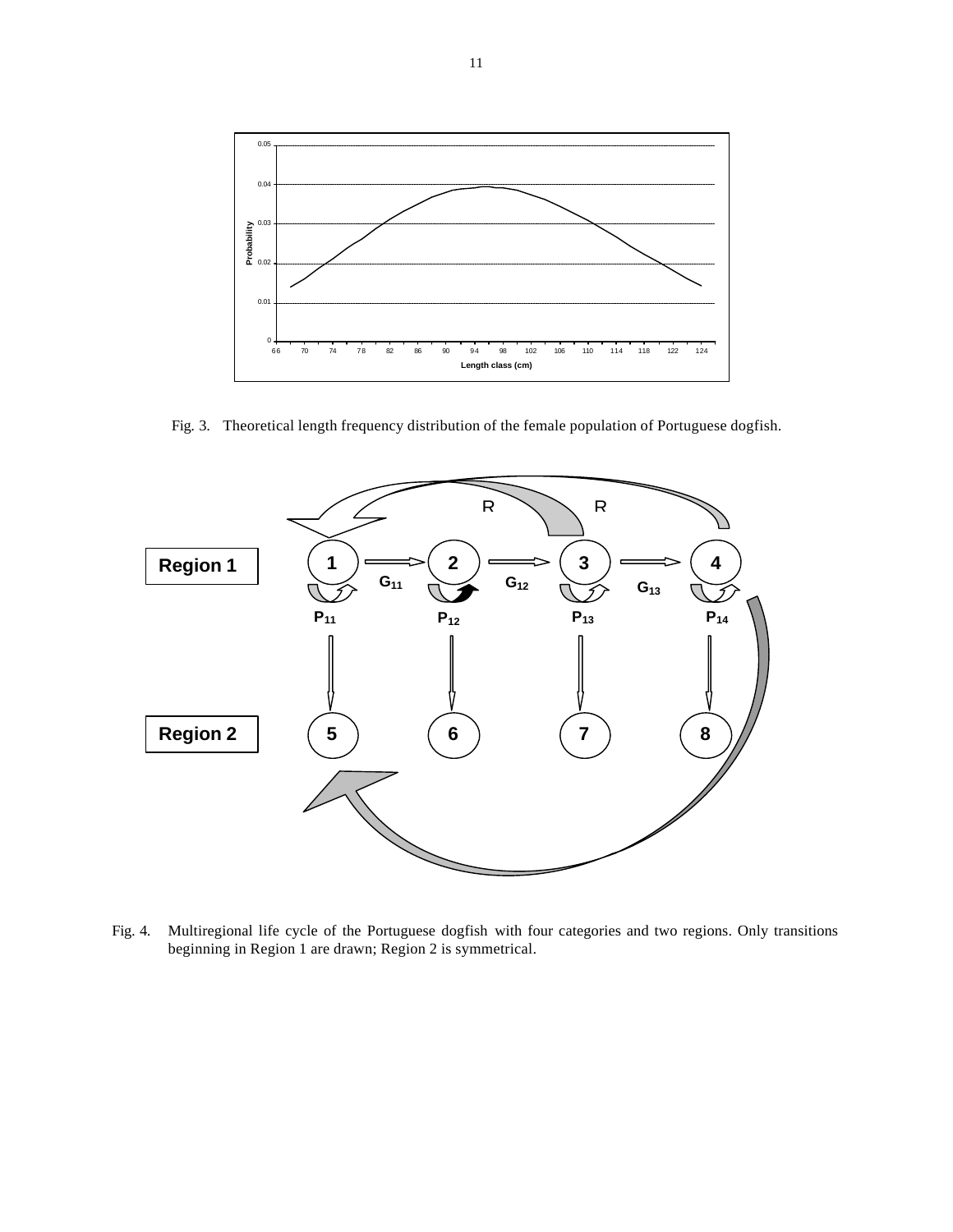0.05

0.04

0.03

0.02

0.01

0

Probability

66 70 74 78 82 86 90 94 98 102 106 110 114 118 122 124

Length class (cm)

Fig. 3. Theoretical length frequency distribution of the female population of Portuguese dogfish.

R R

Region 1

1 2 3 4

$G_{11}$ $G_{12}$ $G_{13}$

$P_{11}$ $P_{12}$ $P_{13}$ $P_{14}$

Region 2

5 6 7 8

Fig. 4. Multiregional life cycle of the Portuguese dogfish with four categories and two regions. Only transitions beginning in Region 1 are drawn; Region 2 is symmetrical.